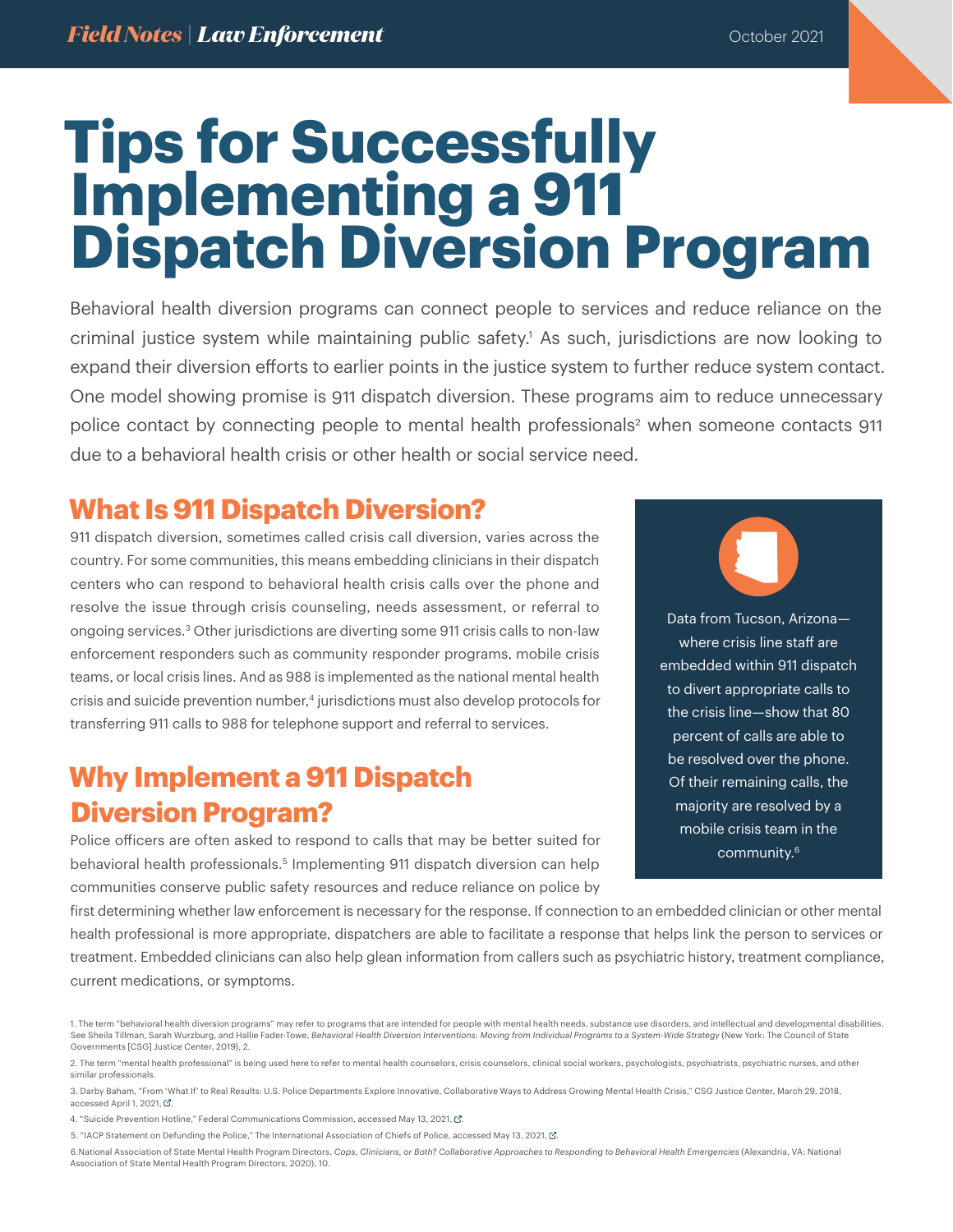# Tips for Successfully Implementing a 911 Dispatch Diversion Program

Behavioral health diversion programs can connect people to services and reduce reliance on the criminal justice system while maintaining public safety.[1] As such, jurisdictions are now looking to expand their diversion efforts to earlier points in the justice system to further reduce system contact. One model showing promise is 911 dispatch diversion. These programs aim to reduce unnecessary police contact by connecting people to mental health professionals[2] when someone contacts 911 due to a behavioral health crisis or other health or social service need.

## What Is 911 Dispatch Diversion?

911 dispatch diversion, sometimes called crisis call diversion, varies across the country. For some communities, this means embedding clinicians in their dispatch centers who can respond to behavioral health crisis calls over the phone and resolve the issue through crisis counseling, needs assessment, or referral to ongoing services.[3] Other jurisdictions are diverting some 911 crisis calls to non-law enforcement responders such as community responder programs, mobile crisis teams, or local crisis lines. And as 988 is implemented as the national mental health crisis and suicide prevention number,[4] jurisdictions must also develop protocols for transferring 911 calls to 988 for telephone support and referral to services.

> Data from Tucson, Arizona—where crisis line staff are embedded within 911 dispatch to divert appropriate calls to the crisis line—show that 80 percent of calls are able to be resolved over the phone. Of their remaining calls, the majority are resolved by a mobile crisis team in the community.[6]

## Why Implement a 911 Dispatch Diversion Program?

Police officers are often asked to respond to calls that may be better suited for behavioral health professionals.[5] Implementing 911 dispatch diversion can help communities conserve public safety resources and reduce reliance on police by first determining whether law enforcement is necessary for the response. If connection to an embedded clinician or other mental health professional is more appropriate, dispatchers are able to facilitate a response that helps link the person to services or treatment. Embedded clinicians can also help glean information from callers such as psychiatric history, treatment compliance, current medications, or symptoms.

---

1. The term "behavioral health diversion programs" may refer to programs that are intended for people with mental health needs, substance use disorders, and intellectual and developmental disabilities. See Sheila Tillman, Sarah Wurzburg, and Hallie Fader-Towe, *Behavioral Health Diversion Interventions: Moving from Individual Programs to a System-Wide Strategy* (New York: The Council of State Governments [CSG] Justice Center, 2019), 2.

2. The term "mental health professional" is being used here to refer to mental health counselors, crisis counselors, clinical social workers, psychologists, psychiatrists, psychiatric nurses, and other similar professionals.

3. Darby Baham, "From 'What If' to Real Results: U.S. Police Departments Explore Innovative, Collaborative Ways to Address Growing Mental Health Crisis," CSG Justice Center, March 29, 2018, accessed April 1, 2021.

4. "Suicide Prevention Hotline," Federal Communications Commission, accessed May 13, 2021.

5. "IACP Statement on Defunding the Police," The International Association of Chiefs of Police, accessed May 13, 2021.

6. National Association of State Mental Health Program Directors, *Cops, Clinicians, or Both? Collaborative Approaches to Responding to Behavioral Health Emergencies* (Alexandria, VA: National Association of State Mental Health Program Directors, 2020), 10.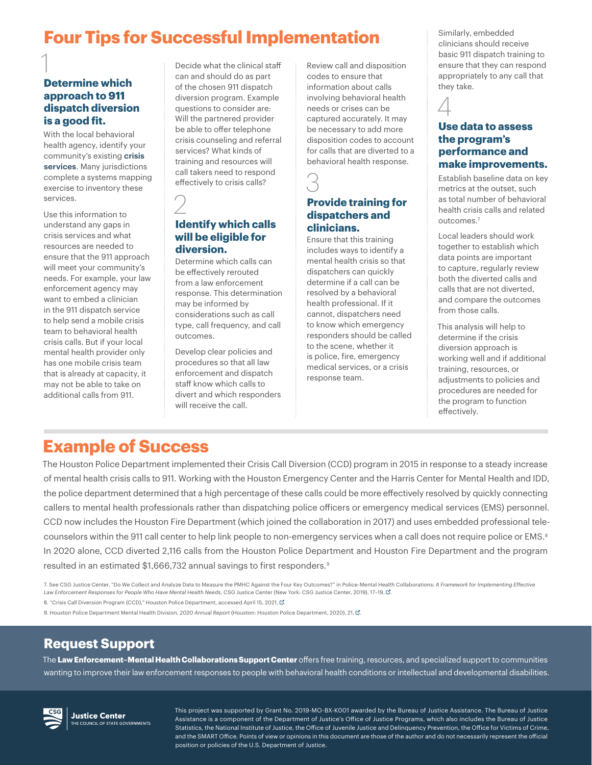# Four Tips for Successful Implementation

## 1

### Determine which approach to 911 dispatch diversion is a good fit.

With the local behavioral health agency, identify your community's existing **crisis services**. Many jurisdictions complete a systems mapping exercise to inventory these services.

Use this information to understand any gaps in crisis services and what resources are needed to ensure that the 911 approach will meet your community's needs. For example, your law enforcement agency may want to embed a clinician in the 911 dispatch service to help send a mobile crisis team to behavioral health crisis calls. But if your local mental health provider only has one mobile crisis team that is already at capacity, it may not be able to take on additional calls from 911.

Decide what the clinical staff can and should do as part of the chosen 911 dispatch diversion program. Example questions to consider are: Will the partnered provider be able to offer telephone crisis counseling and referral services? What kinds of training and resources will call takers need to respond effectively to crisis calls?

## 2

### Identify which calls will be eligible for diversion.

Determine which calls can be effectively rerouted from a law enforcement response. This determination may be informed by considerations such as call type, call frequency, and call outcomes.

Develop clear policies and procedures so that all law enforcement and dispatch staff know which calls to divert and which responders will receive the call.

Review call and disposition codes to ensure that information about calls involving behavioral health needs or crises can be captured accurately. It may be necessary to add more disposition codes to account for calls that are diverted to a behavioral health response.

## 3

### Provide training for dispatchers and clinicians.

Ensure that this training includes ways to identify a mental health crisis so that dispatchers can quickly determine if a call can be resolved by a behavioral health professional. If it cannot, dispatchers need to know which emergency responders should be called to the scene, whether it is police, fire, emergency medical services, or a crisis response team.

Similarly, embedded clinicians should receive basic 911 dispatch training to ensure that they can respond appropriately to any call that they take.

## 4

### Use data to assess the program's performance and make improvements.

Establish baseline data on key metrics at the outset, such as total number of behavioral health crisis calls and related outcomes.[7]

Local leaders should work together to establish which data points are important to capture, regularly review both the diverted calls and calls that are not diverted, and compare the outcomes from those calls.

This analysis will help to determine if the crisis diversion approach is working well and if additional training, resources, or adjustments to policies and procedures are needed for the program to function effectively.

# Example of Success

The Houston Police Department implemented their Crisis Call Diversion (CCD) program in 2015 in response to a steady increase of mental health crisis calls to 911. Working with the Houston Emergency Center and the Harris Center for Mental Health and IDD, the police department determined that a high percentage of these calls could be more effectively resolved by quickly connecting callers to mental health professionals rather than dispatching police officers or emergency medical services (EMS) personnel. CCD now includes the Houston Fire Department (which joined the collaboration in 2017) and uses embedded professional tele-counselors within the 911 call center to help link people to non-emergency services when a call does not require police or EMS.[8] In 2020 alone, CCD diverted 2,116 calls from the Houston Police Department and Houston Fire Department and the program resulted in an estimated $1,666,732 annual savings to first responders.[9]

7. See CSG Justice Center, "Do We Collect and Analyze Data to Measure the PMHC Against the Four Key Outcomes?" in Police-Mental Health Collaborations: *A Framework for Implementing Effective Law Enforcement Responses for People Who Have Mental Health Needs*, CSG Justice Center (New York: CSG Justice Center, 2019), 17–19.

8. "Crisis Call Diversion Program (CCD)," Houston Police Department, accessed April 15, 2021.

9. Houston Police Department Mental Health Division, *2020 Annual Report* (Houston: Houston Police Department, 2020), 21.

## Request Support

The **Law Enforcement–Mental Health Collaborations Support Center** offers free training, resources, and specialized support to communities wanting to improve their law enforcement responses to people with behavioral health conditions or intellectual and developmental disabilities.

Justice Center
THE COUNCIL OF STATE GOVERNMENTS

This project was supported by Grant No. 2019-MO-BX-K001 awarded by the Bureau of Justice Assistance. The Bureau of Justice Assistance is a component of the Department of Justice's Office of Justice Programs, which also includes the Bureau of Justice Statistics, the National Institute of Justice, the Office of Juvenile Justice and Delinquency Prevention, the Office for Victims of Crime, and the SMART Office. Points of view or opinions in this document are those of the author and do not necessarily represent the official position or policies of the U.S. Department of Justice.